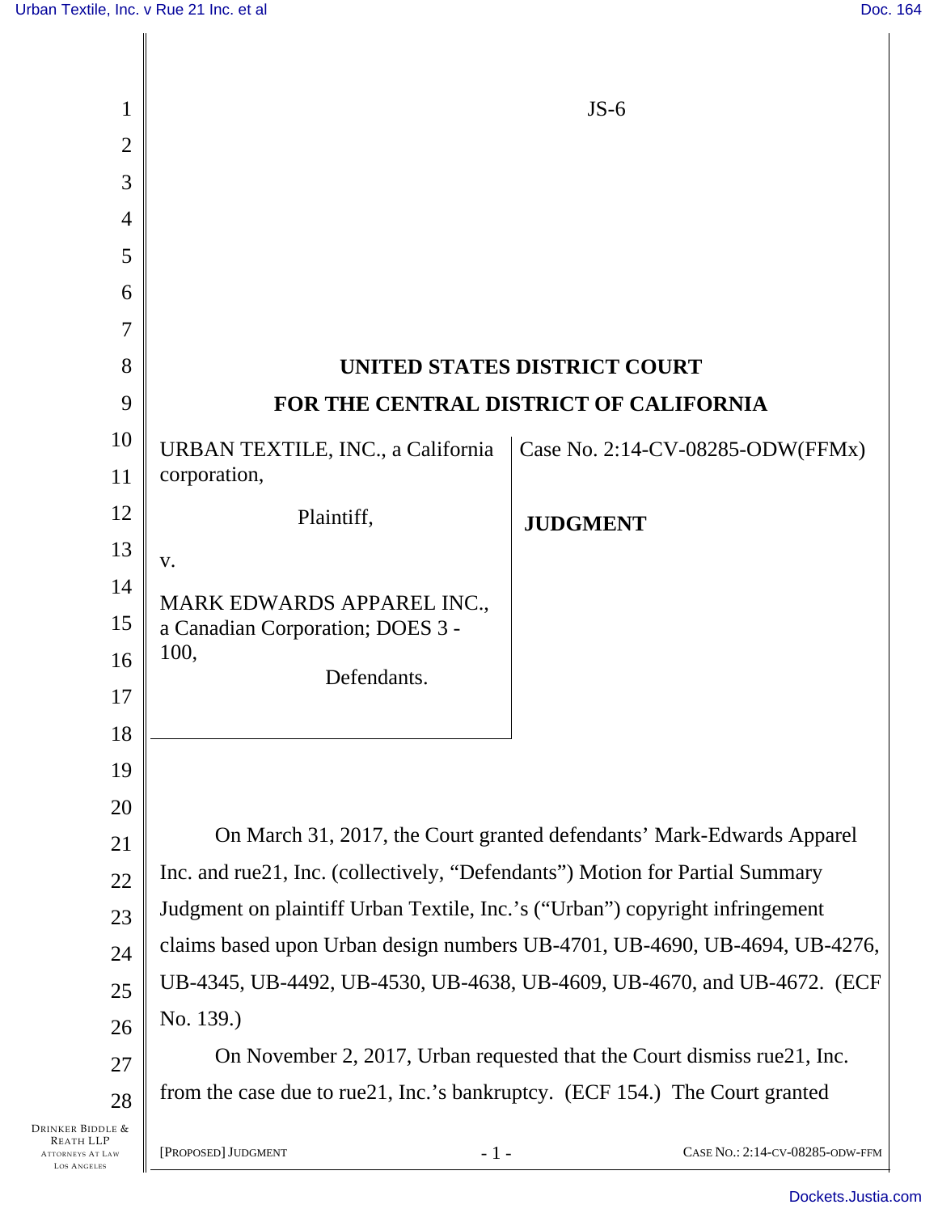JS-6

# UNITED STATES DISTRICT COURT
# FOR THE CENTRAL DISTRICT OF CALIFORNIA

URBAN TEXTILE, INC., a California corporation,

Plaintiff,

v.

MARK EDWARDS APPAREL INC., a Canadian Corporation; DOES 3 - 100,

Defendants.

Case No. 2:14-CV-08285-ODW(FFMx)

**JUDGMENT**

On March 31, 2017, the Court granted defendants' Mark-Edwards Apparel Inc. and rue21, Inc. (collectively, "Defendants") Motion for Partial Summary Judgment on plaintiff Urban Textile, Inc.'s ("Urban") copyright infringement claims based upon Urban design numbers UB-4701, UB-4690, UB-4694, UB-4276, UB-4345, UB-4492, UB-4530, UB-4638, UB-4609, UB-4670, and UB-4672. (ECF No. 139.)

On November 2, 2017, Urban requested that the Court dismiss rue21, Inc. from the case due to rue21, Inc.'s bankruptcy. (ECF 154.) The Court granted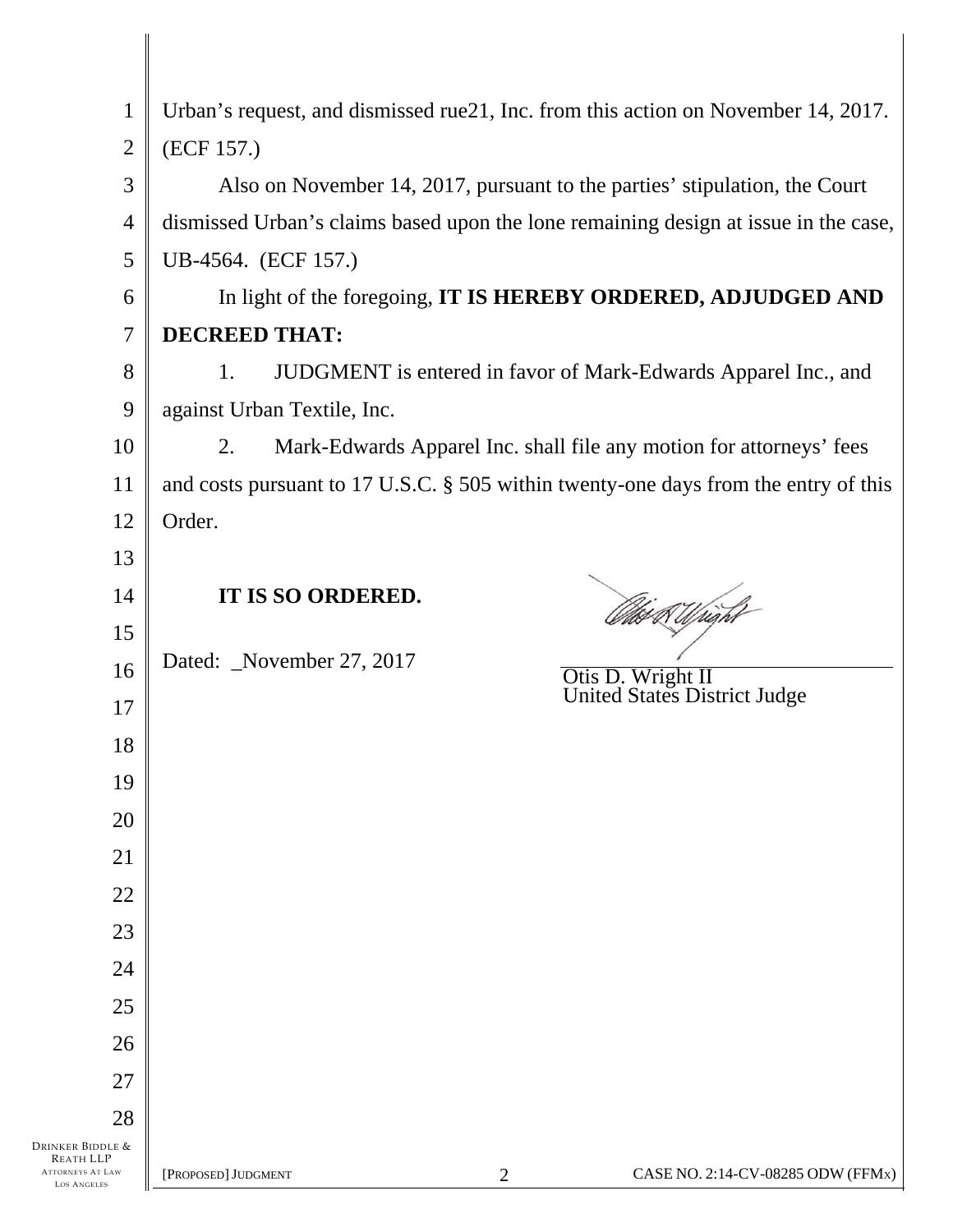Urban's request, and dismissed rue21, Inc. from this action on November 14, 2017. (ECF 157.)

Also on November 14, 2017, pursuant to the parties' stipulation, the Court dismissed Urban's claims based upon the lone remaining design at issue in the case, UB-4564. (ECF 157.)

In light of the foregoing, **IT IS HEREBY ORDERED, ADJUDGED AND DECREED THAT:**

1. JUDGMENT is entered in favor of Mark-Edwards Apparel Inc., and against Urban Textile, Inc.

2. Mark-Edwards Apparel Inc. shall file any motion for attorneys' fees and costs pursuant to 17 U.S.C. § 505 within twenty-one days from the entry of this Order.

**IT IS SO ORDERED.**

Dated: _November 27, 2017

Otis D. Wright II
United States District Judge